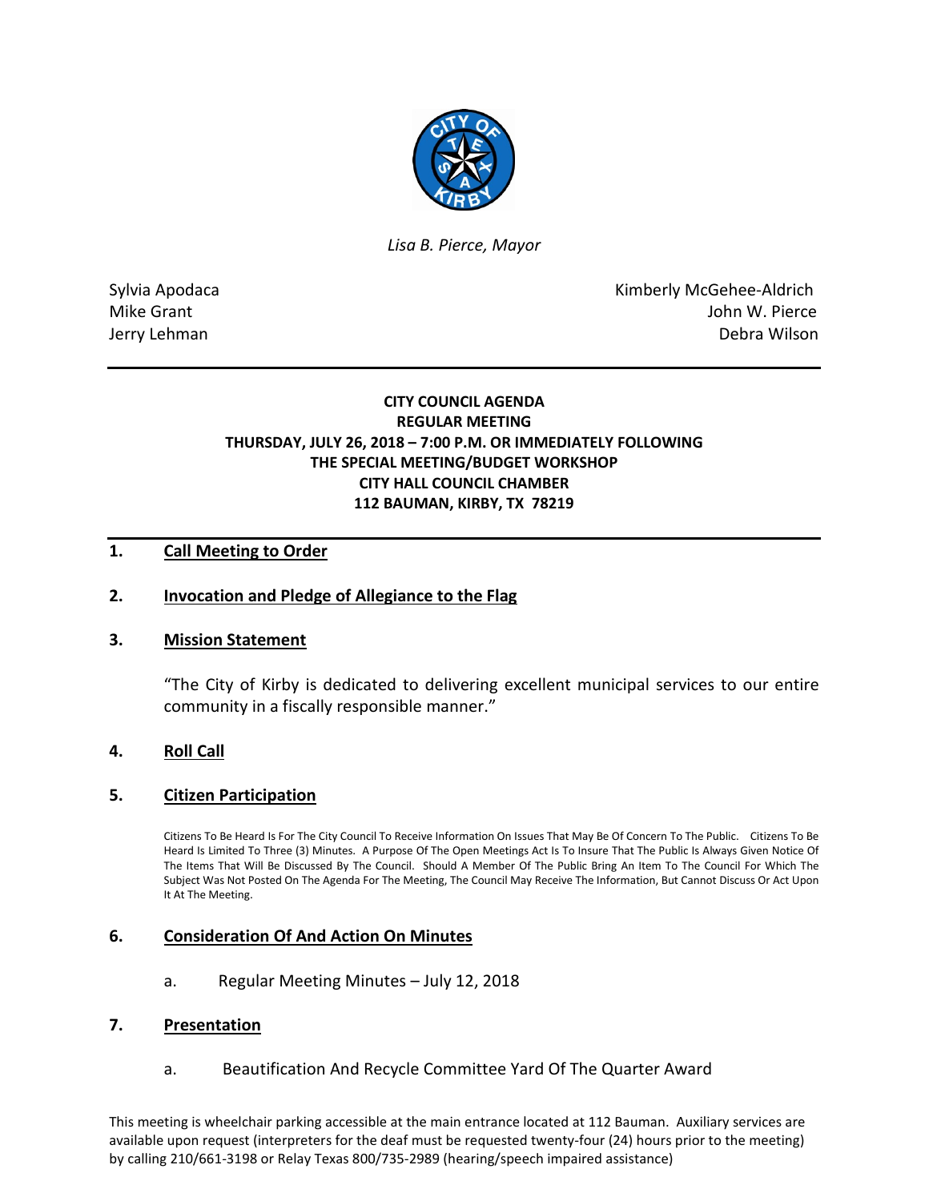*Lisa B. Pierce, Mayor*

Sylvia Apodaca
Mike Grant
Jerry Lehman

Kimberly McGehee-Aldrich
John W. Pierce
Debra Wilson

---

**CITY COUNCIL AGENDA**
**REGULAR MEETING**
**THURSDAY, JULY 26, 2018 – 7:00 P.M. OR IMMEDIATELY FOLLOWING THE SPECIAL MEETING/BUDGET WORKSHOP**
**CITY HALL COUNCIL CHAMBER**
**112 BAUMAN, KIRBY, TX 78219**

---

## 1. Call Meeting to Order

## 2. Invocation and Pledge of Allegiance to the Flag

## 3. Mission Statement

"The City of Kirby is dedicated to delivering excellent municipal services to our entire community in a fiscally responsible manner."

## 4. Roll Call

## 5. Citizen Participation

Citizens To Be Heard Is For The City Council To Receive Information On Issues That May Be Of Concern To The Public. Citizens To Be Heard Is Limited To Three (3) Minutes. A Purpose Of The Open Meetings Act Is To Insure That The Public Is Always Given Notice Of The Items That Will Be Discussed By The Council. Should A Member Of The Public Bring An Item To The Council For Which The Subject Was Not Posted On The Agenda For The Meeting, The Council May Receive The Information, But Cannot Discuss Or Act Upon It At The Meeting.

## 6. Consideration Of And Action On Minutes

a. Regular Meeting Minutes – July 12, 2018

## 7. Presentation

a. Beautification And Recycle Committee Yard Of The Quarter Award

This meeting is wheelchair parking accessible at the main entrance located at 112 Bauman. Auxiliary services are available upon request (interpreters for the deaf must be requested twenty-four (24) hours prior to the meeting) by calling 210/661-3198 or Relay Texas 800/735-2989 (hearing/speech impaired assistance)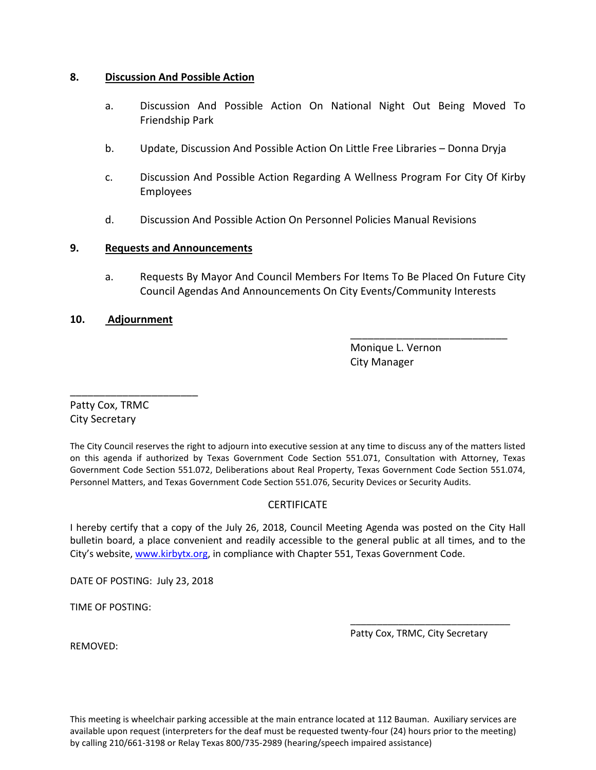**8. Discussion And Possible Action**

a. Discussion And Possible Action On National Night Out Being Moved To Friendship Park

b. Update, Discussion And Possible Action On Little Free Libraries – Donna Dryja

c. Discussion And Possible Action Regarding A Wellness Program For City Of Kirby Employees

d. Discussion And Possible Action On Personnel Policies Manual Revisions

**9. Requests and Announcements**

a. Requests By Mayor And Council Members For Items To Be Placed On Future City Council Agendas And Announcements On City Events/Community Interests

**10. Adjournment**

___________________________
Monique L. Vernon
City Manager

______________________
Patty Cox, TRMC
City Secretary

The City Council reserves the right to adjourn into executive session at any time to discuss any of the matters listed on this agenda if authorized by Texas Government Code Section 551.071, Consultation with Attorney, Texas Government Code Section 551.072, Deliberations about Real Property, Texas Government Code Section 551.074, Personnel Matters, and Texas Government Code Section 551.076, Security Devices or Security Audits.

CERTIFICATE

I hereby certify that a copy of the July 26, 2018, Council Meeting Agenda was posted on the City Hall bulletin board, a place convenient and readily accessible to the general public at all times, and to the City's website, www.kirbytx.org, in compliance with Chapter 551, Texas Government Code.

DATE OF POSTING: July 23, 2018

TIME OF POSTING:

____________________________
Patty Cox, TRMC, City Secretary

REMOVED:

This meeting is wheelchair parking accessible at the main entrance located at 112 Bauman. Auxiliary services are available upon request (interpreters for the deaf must be requested twenty-four (24) hours prior to the meeting) by calling 210/661-3198 or Relay Texas 800/735-2989 (hearing/speech impaired assistance)